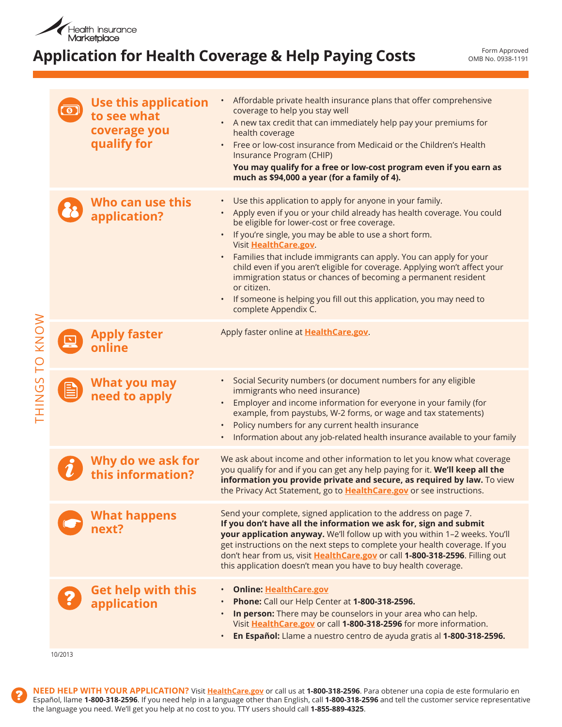Health Insurance Marketplace

# Application for Health Coverage & Help Paying Costs

Form Approved
OMB No. 0938-1191

THINGS TO KNOW

## Use this application to see what coverage you qualify for

- Affordable private health insurance plans that offer comprehensive coverage to help you stay well
- A new tax credit that can immediately help pay your premiums for health coverage
- Free or low-cost insurance from Medicaid or the Children's Health Insurance Program (CHIP)

  **You may qualify for a free or low-cost program even if you earn as much as $94,000 a year (for a family of 4).**

## Who can use this application?

- Use this application to apply for anyone in your family.
- Apply even if you or your child already has health coverage. You could be eligible for lower-cost or free coverage.
- If you're single, you may be able to use a short form. Visit **HealthCare.gov**.
- Families that include immigrants can apply. You can apply for your child even if you aren't eligible for coverage. Applying won't affect your immigration status or chances of becoming a permanent resident or citizen.
- If someone is helping you fill out this application, you may need to complete Appendix C.

## Apply faster online

Apply faster online at **HealthCare.gov**.

## What you may need to apply

- Social Security numbers (or document numbers for any eligible immigrants who need insurance)
- Employer and income information for everyone in your family (for example, from paystubs, W-2 forms, or wage and tax statements)
- Policy numbers for any current health insurance
- Information about any job-related health insurance available to your family

## Why do we ask for this information?

We ask about income and other information to let you know what coverage you qualify for and if you can get any help paying for it. **We'll keep all the information you provide private and secure, as required by law.** To view the Privacy Act Statement, go to **HealthCare.gov** or see instructions.

## What happens next?

Send your complete, signed application to the address on page 7. **If you don't have all the information we ask for, sign and submit your application anyway.** We'll follow up with you within 1–2 weeks. You'll get instructions on the next steps to complete your health coverage. If you don't hear from us, visit **HealthCare.gov** or call **1-800-318-2596**. Filling out this application doesn't mean you have to buy health coverage.

## Get help with this application

- **Online: HealthCare.gov**
- **Phone:** Call our Help Center at **1-800-318-2596.**
- **In person:** There may be counselors in your area who can help. Visit **HealthCare.gov** or call **1-800-318-2596** for more information.
- **En Español:** Llame a nuestro centro de ayuda gratis al **1-800-318-2596.**

10/2013

**NEED HELP WITH YOUR APPLICATION?** Visit **HealthCare.gov** or call us at **1-800-318-2596**. Para obtener una copia de este formulario en Español, llame **1-800-318-2596**. If you need help in a language other than English, call **1-800-318-2596** and tell the customer service representative the language you need. We'll get you help at no cost to you. TTY users should call **1-855-889-4325**.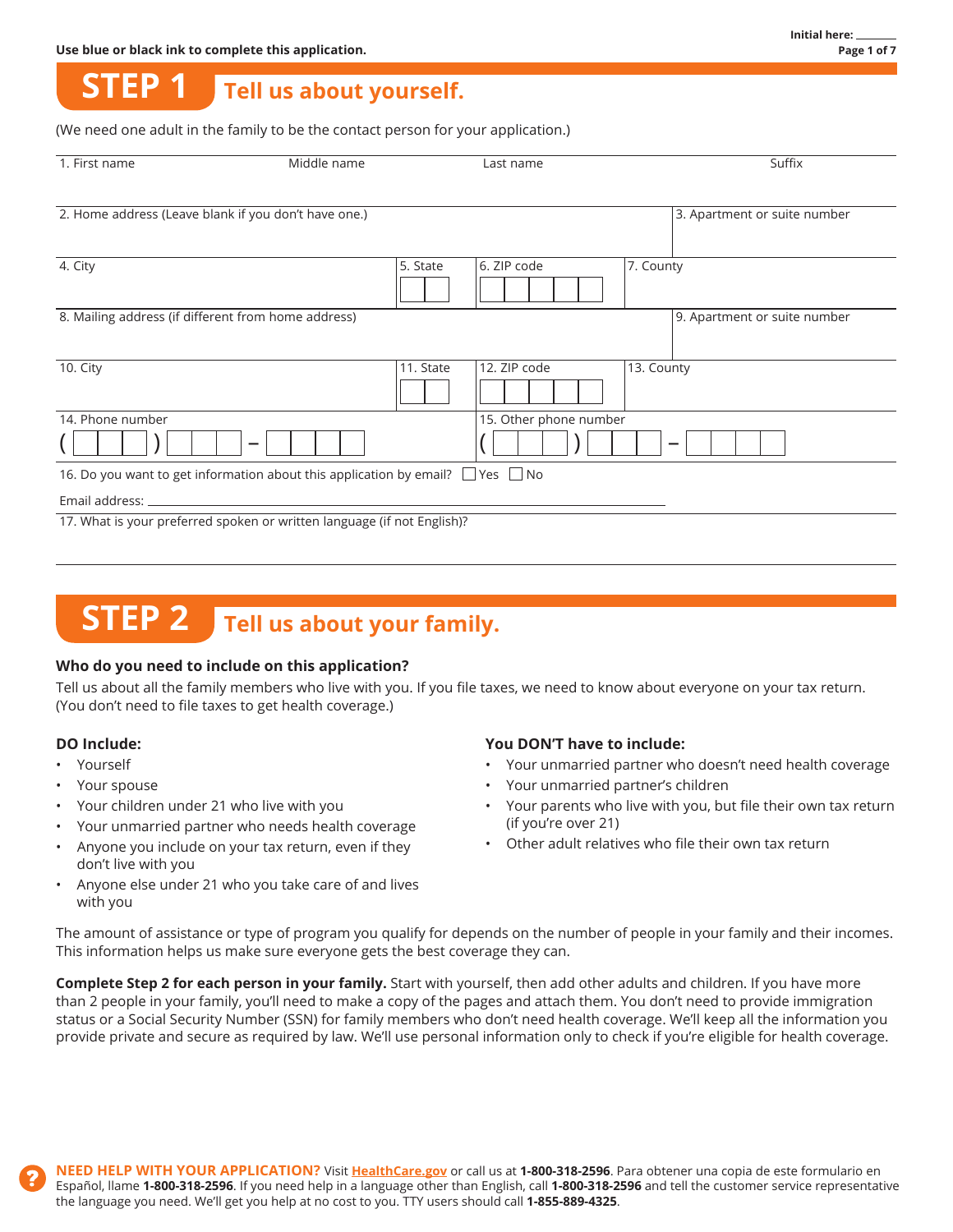Use blue or black ink to complete this application.

Initial here: _______

# STEP 1 Tell us about yourself.

(We need one adult in the family to be the contact person for your application.)

| 1. First name | Middle name | Last name | Suffix |
|---|---|---|---|
| | | | |

| 2. Home address (Leave blank if you don't have one.) | 3. Apartment or suite number |
|---|---|
| | |

| 4. City | 5. State | 6. ZIP code | 7. County |
|---|---|---|---|
| | | | |

| 8. Mailing address (if different from home address) | 9. Apartment or suite number |
|---|---|
| | |

| 10. City | 11. State | 12. ZIP code | 13. County |
|---|---|---|---|
| | | | |

| 14. Phone number | 15. Other phone number |
|---|---|
| ( ) – | ( ) – |

16. Do you want to get information about this application by email? ☐ Yes ☐ No

Email address: ______________________________

17. What is your preferred spoken or written language (if not English)?

# STEP 2 Tell us about your family.

### Who do you need to include on this application?

Tell us about all the family members who live with you. If you file taxes, we need to know about everyone on your tax return. (You don't need to file taxes to get health coverage.)

**DO Include:**

- Yourself
- Your spouse
- Your children under 21 who live with you
- Your unmarried partner who needs health coverage
- Anyone you include on your tax return, even if they don't live with you
- Anyone else under 21 who you take care of and lives with you

**You DON'T have to include:**

- Your unmarried partner who doesn't need health coverage
- Your unmarried partner's children
- Your parents who live with you, but file their own tax return (if you're over 21)
- Other adult relatives who file their own tax return

The amount of assistance or type of program you qualify for depends on the number of people in your family and their incomes. This information helps us make sure everyone gets the best coverage they can.

**Complete Step 2 for each person in your family.** Start with yourself, then add other adults and children. If you have more than 2 people in your family, you'll need to make a copy of the pages and attach them. You don't need to provide immigration status or a Social Security Number (SSN) for family members who don't need health coverage. We'll keep all the information you provide private and secure as required by law. We'll use personal information only to check if you're eligible for health coverage.

**NEED HELP WITH YOUR APPLICATION?** Visit HealthCare.gov or call us at **1-800-318-2596**. Para obtener una copia de este formulario en Español, llame **1-800-318-2596**. If you need help in a language other than English, call **1-800-318-2596** and tell the customer service representative the language you need. We'll get you help at no cost to you. TTY users should call **1-855-889-4325**.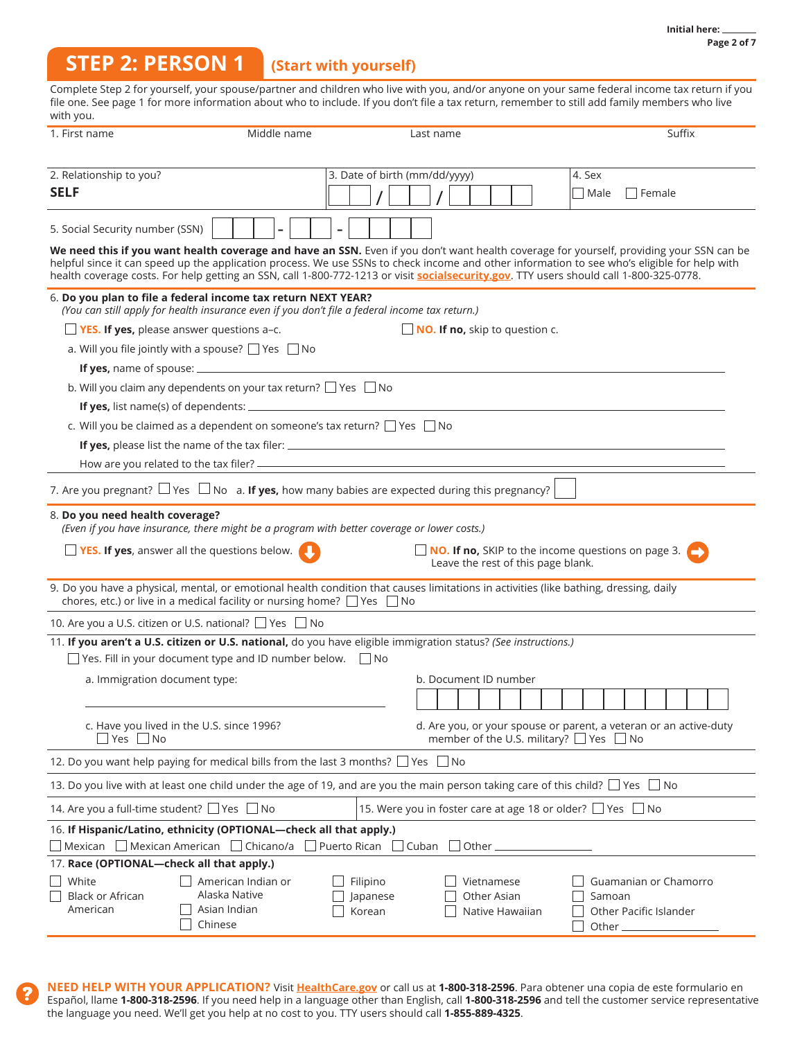Initial here: _______

## STEP 2: PERSON 1 (Start with yourself)

Complete Step 2 for yourself, your spouse/partner and children who live with you, and/or anyone on your same federal income tax return if you file one. See page 1 for more information about who to include. If you don't file a tax return, remember to still add family members who live with you.

1. First name | Middle name | Last name | Suffix

2. Relationship to you? **SELF**

3. Date of birth (mm/dd/yyyy) ☐☐ / ☐☐ / ☐☐☐☐

4. Sex ☐ Male ☐ Female

5. Social Security number (SSN) ☐☐☐ - ☐☐ - ☐☐☐☐

**We need this if you want health coverage and have an SSN.** Even if you don't want health coverage for yourself, providing your SSN can be helpful since it can speed up the application process. We use SSNs to check income and other information to see who's eligible for help with health coverage costs. For help getting an SSN, call 1-800-772-1213 or visit socialsecurity.gov. TTY users should call 1-800-325-0778.

6. **Do you plan to file a federal income tax return NEXT YEAR?**
*(You can still apply for health insurance even if you don't file a federal income tax return.)*

☐ **YES. If yes,** please answer questions a–c. ☐ **NO. If no,** skip to question c.

a. Will you file jointly with a spouse? ☐ Yes ☐ No

**If yes,** name of spouse: _______________

b. Will you claim any dependents on your tax return? ☐ Yes ☐ No

**If yes,** list name(s) of dependents: _______________

c. Will you be claimed as a dependent on someone's tax return? ☐ Yes ☐ No

**If yes,** please list the name of the tax filer: _______________

How are you related to the tax filer? _______________

7. Are you pregnant? ☐ Yes ☐ No a. **If yes,** how many babies are expected during this pregnancy? ☐

8. **Do you need health coverage?**
*(Even if you have insurance, there might be a program with better coverage or lower costs.)*

☐ **YES. If yes,** answer all the questions below.

☐ **NO. If no,** SKIP to the income questions on page 3. Leave the rest of this page blank.

9. Do you have a physical, mental, or emotional health condition that causes limitations in activities (like bathing, dressing, daily chores, etc.) or live in a medical facility or nursing home? ☐ Yes ☐ No

10. Are you a U.S. citizen or U.S. national? ☐ Yes ☐ No

11. **If you aren't a U.S. citizen or U.S. national,** do you have eligible immigration status? *(See instructions.)*

☐ Yes. Fill in your document type and ID number below. ☐ No

a. Immigration document type: _______________

b. Document ID number ☐☐☐☐☐☐☐☐☐☐☐☐☐☐☐

c. Have you lived in the U.S. since 1996? ☐ Yes ☐ No

d. Are you, or your spouse or parent, a veteran or an active-duty member of the U.S. military? ☐ Yes ☐ No

12. Do you want help paying for medical bills from the last 3 months? ☐ Yes ☐ No

13. Do you live with at least one child under the age of 19, and are you the main person taking care of this child? ☐ Yes ☐ No

14. Are you a full-time student? ☐ Yes ☐ No

15. Were you in foster care at age 18 or older? ☐ Yes ☐ No

16. **If Hispanic/Latino, ethnicity (OPTIONAL—check all that apply.)**

☐ Mexican ☐ Mexican American ☐ Chicano/a ☐ Puerto Rican ☐ Cuban ☐ Other _______________

17. **Race (OPTIONAL—check all that apply.)**

☐ White
☐ Black or African American
☐ American Indian or Alaska Native
☐ Asian Indian
☐ Chinese
☐ Filipino
☐ Japanese
☐ Korean
☐ Vietnamese
☐ Other Asian
☐ Native Hawaiian
☐ Guamanian or Chamorro
☐ Samoan
☐ Other Pacific Islander
☐ Other _______________

**NEED HELP WITH YOUR APPLICATION?** Visit HealthCare.gov or call us at **1-800-318-2596**. Para obtener una copia de este formulario en Español, llame **1-800-318-2596**. If you need help in a language other than English, call **1-800-318-2596** and tell the customer service representative the language you need. We'll get you help at no cost to you. TTY users should call **1-855-889-4325**.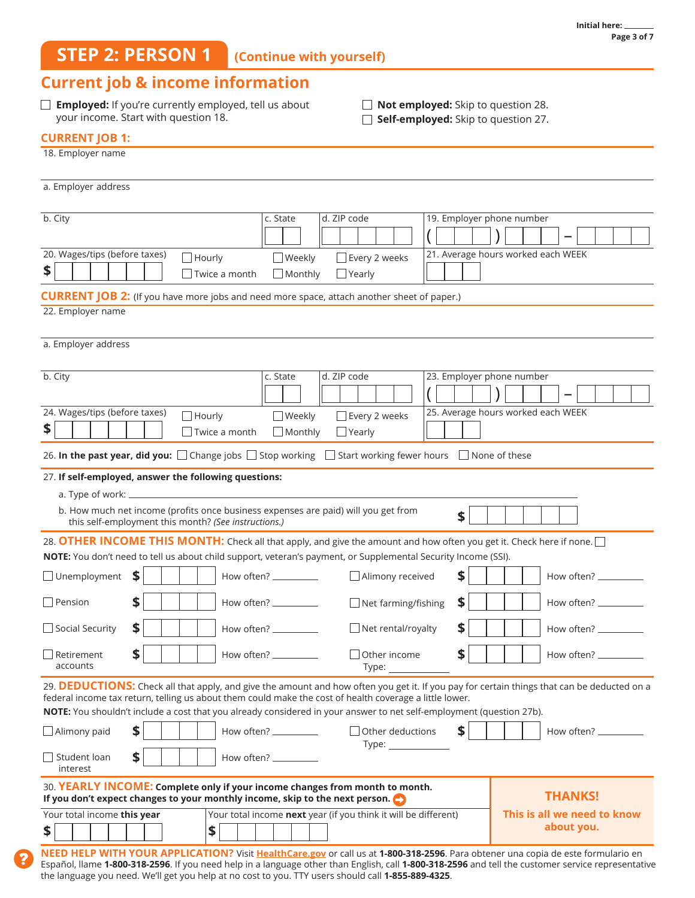Initial here: _______

## STEP 2: PERSON 1 (Continue with yourself)

## Current job & income information

☐ **Employed:** If you're currently employed, tell us about your income. Start with question 18.

☐ **Not employed:** Skip to question 28.

☐ **Self-employed:** Skip to question 27.

### CURRENT JOB 1:

18. Employer name

a. Employer address

| b. City | c. State | d. ZIP code | 19. Employer phone number |
|---|---|---|---|
| | | | ( ) – |

| 20. Wages/tips (before taxes) | | | | 21. Average hours worked each WEEK |
|---|---|---|---|---|
| $ | ☐ Hourly ☐ Twice a month | ☐ Weekly ☐ Monthly | ☐ Every 2 weeks ☐ Yearly | |

### CURRENT JOB 2: (If you have more jobs and need more space, attach another sheet of paper.)

22. Employer name

a. Employer address

| b. City | c. State | d. ZIP code | 23. Employer phone number |
|---|---|---|---|
| | | | ( ) – |

| 24. Wages/tips (before taxes) | | | | 25. Average hours worked each WEEK |
|---|---|---|---|---|
| $ | ☐ Hourly ☐ Twice a month | ☐ Weekly ☐ Monthly | ☐ Every 2 weeks ☐ Yearly | |

26. **In the past year, did you:** ☐ Change jobs ☐ Stop working ☐ Start working fewer hours ☐ None of these

27. **If self-employed, answer the following questions:**

a. Type of work: ___________________________

b. How much net income (profits once business expenses are paid) will you get from this self-employment this month? *(See instructions.)* $

28. **OTHER INCOME THIS MONTH:** Check all that apply, and give the amount and how often you get it. Check here if none. ☐

**NOTE:** You don't need to tell us about child support, veteran's payment, or Supplemental Security Income (SSI).

| | | | | | |
|---|---|---|---|---|---|
| ☐ Unemployment | $ | How often? ______ | ☐ Alimony received | $ | How often? ______ |
| ☐ Pension | $ | How often? ______ | ☐ Net farming/fishing | $ | How often? ______ |
| ☐ Social Security | $ | How often? ______ | ☐ Net rental/royalty | $ | How often? ______ |
| ☐ Retirement accounts | $ | How often? ______ | ☐ Other income Type: ______ | $ | How often? ______ |

29. **DEDUCTIONS:** Check all that apply, and give the amount and how often you get it. If you pay for certain things that can be deducted on a federal income tax return, telling us about them could make the cost of health coverage a little lower.

**NOTE:** You shouldn't include a cost that you already considered in your answer to net self-employment (question 27b).

| | | | | | |
|---|---|---|---|---|---|
| ☐ Alimony paid | $ | How often? ______ | ☐ Other deductions Type: ______ | $ | How often? ______ |
| ☐ Student loan interest | $ | How often? ______ | | | |

30. **YEARLY INCOME: Complete only if your income changes from month to month. If you don't expect changes to your monthly income, skip to the next person.**

| Your total income **this year** | Your total income **next** year (if you think it will be different) |
|---|---|
| $ | $ |

**THANKS!** This is all we need to know about you.

**NEED HELP WITH YOUR APPLICATION?** Visit HealthCare.gov or call us at **1-800-318-2596**. Para obtener una copia de este formulario en Español, llame **1-800-318-2596**. If you need help in a language other than English, call **1-800-318-2596** and tell the customer service representative the language you need. We'll get you help at no cost to you. TTY users should call **1-855-889-4325**.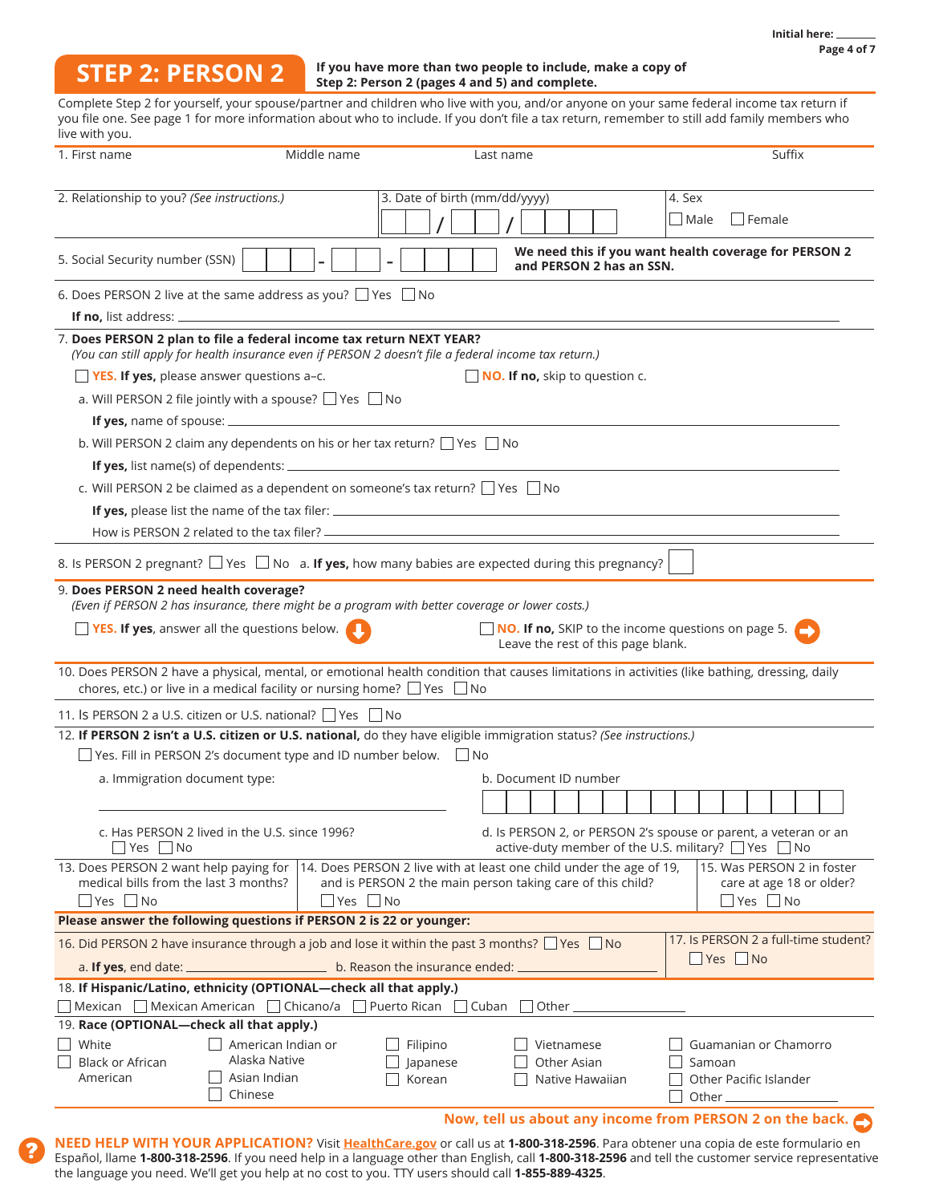Initial here: _______

## STEP 2: PERSON 2

**If you have more than two people to include, make a copy of Step 2: Person 2 (pages 4 and 5) and complete.**

Complete Step 2 for yourself, your spouse/partner and children who live with you, and/or anyone on your same federal income tax return if you file one. See page 1 for more information about who to include. If you don't file a tax return, remember to still add family members who live with you.

1. First name　　Middle name　　Last name　　Suffix

2. Relationship to you? *(See instructions.)*

3. Date of birth (mm/dd/yyyy) ___ / ___ / ______

4. Sex ☐ Male ☐ Female

5. Social Security number (SSN) ___ - ___ - ____ **We need this if you want health coverage for PERSON 2 and PERSON 2 has an SSN.**

6. Does PERSON 2 live at the same address as you? ☐ Yes ☐ No
**If no,** list address: ____________________

7. **Does PERSON 2 plan to file a federal income tax return NEXT YEAR?**
*(You can still apply for health insurance even if PERSON 2 doesn't file a federal income tax return.)*
☐ **YES. If yes,** please answer questions a–c.　　☐ **NO. If no,** skip to question c.
   a. Will PERSON 2 file jointly with a spouse? ☐ Yes ☐ No
   **If yes,** name of spouse: ____________________
   b. Will PERSON 2 claim any dependents on his or her tax return? ☐ Yes ☐ No
   **If yes,** list name(s) of dependents: ____________________
   c. Will PERSON 2 be claimed as a dependent on someone's tax return? ☐ Yes ☐ No
   **If yes,** please list the name of the tax filer: ____________________
   How is PERSON 2 related to the tax filer? ____________________

8. Is PERSON 2 pregnant? ☐ Yes ☐ No　a. **If yes,** how many babies are expected during this pregnancy? ☐

9. **Does PERSON 2 need health coverage?**
*(Even if PERSON 2 has insurance, there might be a program with better coverage or lower costs.)*
☐ **YES. If yes**, answer all the questions below.　　☐ **NO. If no,** SKIP to the income questions on page 5. Leave the rest of this page blank.

10. Does PERSON 2 have a physical, mental, or emotional health condition that causes limitations in activities (like bathing, dressing, daily chores, etc.) or live in a medical facility or nursing home? ☐ Yes ☐ No

11. Is PERSON 2 a U.S. citizen or U.S. national? ☐ Yes ☐ No

12. **If PERSON 2 isn't a U.S. citizen or U.S. national,** do they have eligible immigration status? *(See instructions.)*
☐ Yes. Fill in PERSON 2's document type and ID number below.　☐ No
   a. Immigration document type: ____________________
   b. Document ID number ____________________
   c. Has PERSON 2 lived in the U.S. since 1996? ☐ Yes ☐ No
   d. Is PERSON 2, or PERSON 2's spouse or parent, a veteran or an active-duty member of the U.S. military? ☐ Yes ☐ No

13. Does PERSON 2 want help paying for medical bills from the last 3 months? ☐ Yes ☐ No

14. Does PERSON 2 live with at least one child under the age of 19, and is PERSON 2 the main person taking care of this child? ☐ Yes ☐ No

15. Was PERSON 2 in foster care at age 18 or older? ☐ Yes ☐ No

**Please answer the following questions if PERSON 2 is 22 or younger:**

16. Did PERSON 2 have insurance through a job and lose it within the past 3 months? ☐ Yes ☐ No
   a. **If yes,** end date: __________　b. Reason the insurance ended: __________

17. Is PERSON 2 a full-time student? ☐ Yes ☐ No

18. **If Hispanic/Latino, ethnicity (OPTIONAL—check all that apply.)**
☐ Mexican ☐ Mexican American ☐ Chicano/a ☐ Puerto Rican ☐ Cuban ☐ Other __________

19. **Race (OPTIONAL—check all that apply.)**
☐ White
☐ Black or African American
☐ American Indian or Alaska Native
☐ Asian Indian
☐ Chinese
☐ Filipino
☐ Japanese
☐ Korean
☐ Vietnamese
☐ Other Asian
☐ Native Hawaiian
☐ Guamanian or Chamorro
☐ Samoan
☐ Other Pacific Islander
☐ Other __________

**Now, tell us about any income from PERSON 2 on the back.**

**NEED HELP WITH YOUR APPLICATION?** Visit **HealthCare.gov** or call us at **1-800-318-2596**. Para obtener una copia de este formulario en Español, llame **1-800-318-2596**. If you need help in a language other than English, call **1-800-318-2596** and tell the customer service representative the language you need. We'll get you help at no cost to you. TTY users should call **1-855-889-4325**.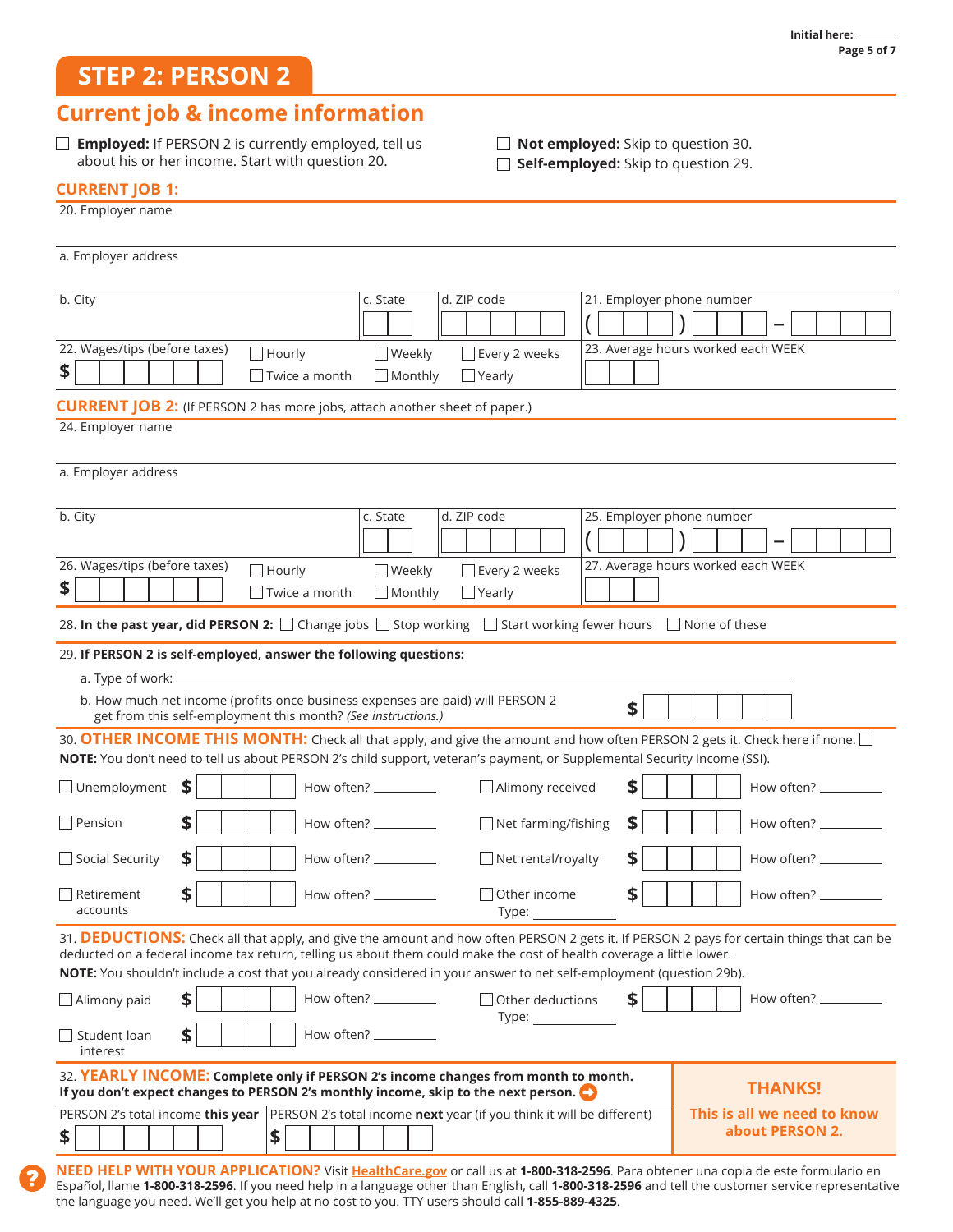Initial here: _______

# STEP 2: PERSON 2

## Current job & income information

☐ **Employed:** If PERSON 2 is currently employed, tell us about his or her income. Start with question 20.

☐ **Not employed:** Skip to question 30.

☐ **Self-employed:** Skip to question 29.

### CURRENT JOB 1:

20. Employer name

a. Employer address

| b. City | c. State | d. ZIP code | 21. Employer phone number |
|---|---|---|---|
| | | | ( ) – |

| 22. Wages/tips (before taxes) | | | | 23. Average hours worked each WEEK |
|---|---|---|---|---|
| $ | ☐ Hourly ☐ Twice a month | ☐ Weekly ☐ Monthly | ☐ Every 2 weeks ☐ Yearly | |

### CURRENT JOB 2: (If PERSON 2 has more jobs, attach another sheet of paper.)

24. Employer name

a. Employer address

| b. City | c. State | d. ZIP code | 25. Employer phone number |
|---|---|---|---|
| | | | ( ) – |

| 26. Wages/tips (before taxes) | | | | 27. Average hours worked each WEEK |
|---|---|---|---|---|
| $ | ☐ Hourly ☐ Twice a month | ☐ Weekly ☐ Monthly | ☐ Every 2 weeks ☐ Yearly | |

28. **In the past year, did PERSON 2:** ☐ Change jobs ☐ Stop working ☐ Start working fewer hours ☐ None of these

29. **If PERSON 2 is self-employed, answer the following questions:**

a. Type of work: ______________________

b. How much net income (profits once business expenses are paid) will PERSON 2 get from this self-employment this month? *(See instructions.)* $

30. **OTHER INCOME THIS MONTH:** Check all that apply, and give the amount and how often PERSON 2 gets it. Check here if none. ☐

**NOTE:** You don't need to tell us about PERSON 2's child support, veteran's payment, or Supplemental Security Income (SSI).

| | | | | | |
|---|---|---|---|---|---|
| ☐ Unemployment | $ | How often? ______ | ☐ Alimony received | $ | How often? ______ |
| ☐ Pension | $ | How often? ______ | ☐ Net farming/fishing | $ | How often? ______ |
| ☐ Social Security | $ | How often? ______ | ☐ Net rental/royalty | $ | How often? ______ |
| ☐ Retirement accounts | $ | How often? ______ | ☐ Other income Type: ______ | $ | How often? ______ |

31. **DEDUCTIONS:** Check all that apply, and give the amount and how often PERSON 2 gets it. If PERSON 2 pays for certain things that can be deducted on a federal income tax return, telling us about them could make the cost of health coverage a little lower.

**NOTE:** You shouldn't include a cost that you already considered in your answer to net self-employment (question 29b).

| | | | | | |
|---|---|---|---|---|---|
| ☐ Alimony paid | $ | How often? ______ | ☐ Other deductions Type: ______ | $ | How often? ______ |
| ☐ Student loan interest | $ | How often? ______ | | | |

32. **YEARLY INCOME: Complete only if PERSON 2's income changes from month to month. If you don't expect changes to PERSON 2's monthly income, skip to the next person.**

| PERSON 2's total income **this** year | PERSON 2's total income **next** year (if you think it will be different) |
|---|---|
| $ | $ |

**THANKS!**

**This is all we need to know about PERSON 2.**

**NEED HELP WITH YOUR APPLICATION?** Visit HealthCare.gov or call us at **1-800-318-2596**. Para obtener una copia de este formulario en Español, llame **1-800-318-2596**. If you need help in a language other than English, call **1-800-318-2596** and tell the customer service representative the language you need. We'll get you help at no cost to you. TTY users should call **1-855-889-4325**.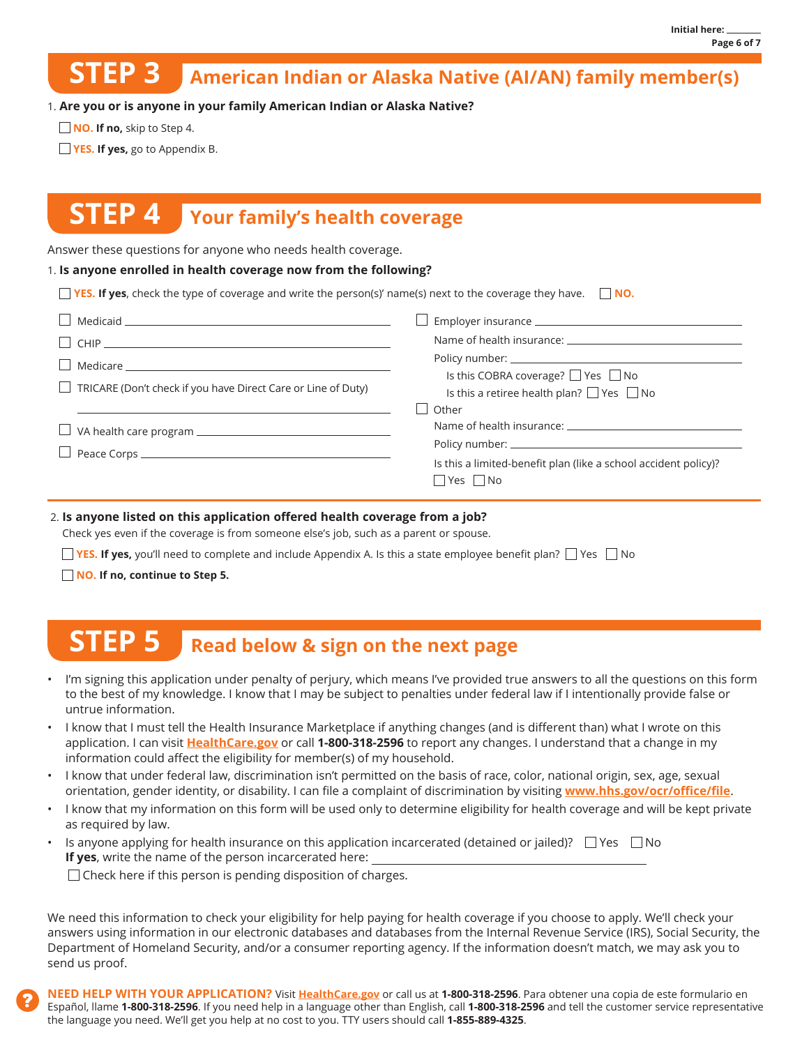Initial here: _______

## STEP 3 American Indian or Alaska Native (AI/AN) family member(s)

1. **Are you or is anyone in your family American Indian or Alaska Native?**

☐ **NO. If no,** skip to Step 4.

☐ **YES. If yes,** go to Appendix B.

## STEP 4 Your family's health coverage

Answer these questions for anyone who needs health coverage.

1. **Is anyone enrolled in health coverage now from the following?**

☐ **YES. If yes**, check the type of coverage and write the person(s)' name(s) next to the coverage they have. ☐ **NO.**

☐ Medicaid ______________________________

☐ CHIP ______________________________

☐ Medicare ______________________________

☐ TRICARE (Don't check if you have Direct Care or Line of Duty)

______________________________

☐ VA health care program ______________________________

☐ Peace Corps ______________________________

☐ Employer insurance ______________________________

Name of health insurance: ______________________________

Policy number: ______________________________

Is this COBRA coverage? ☐ Yes ☐ No

Is this a retiree health plan? ☐ Yes ☐ No

☐ Other

Name of health insurance: ______________________________

Policy number: ______________________________

Is this a limited-benefit plan (like a school accident policy)?

☐ Yes ☐ No

2. **Is anyone listed on this application offered health coverage from a job?**

Check yes even if the coverage is from someone else's job, such as a parent or spouse.

☐ **YES. If yes,** you'll need to complete and include Appendix A. Is this a state employee benefit plan? ☐ Yes ☐ No

☐ **NO. If no, continue to Step 5.**

## STEP 5 Read below & sign on the next page

- I'm signing this application under penalty of perjury, which means I've provided true answers to all the questions on this form to the best of my knowledge. I know that I may be subject to penalties under federal law if I intentionally provide false or untrue information.
- I know that I must tell the Health Insurance Marketplace if anything changes (and is different than) what I wrote on this application. I can visit **HealthCare.gov** or call **1-800-318-2596** to report any changes. I understand that a change in my information could affect the eligibility for member(s) of my household.
- I know that under federal law, discrimination isn't permitted on the basis of race, color, national origin, sex, age, sexual orientation, gender identity, or disability. I can file a complaint of discrimination by visiting **www.hhs.gov/ocr/office/file**.
- I know that my information on this form will be used only to determine eligibility for health coverage and will be kept private as required by law.
- Is anyone applying for health insurance on this application incarcerated (detained or jailed)? ☐ Yes ☐ No
  **If yes**, write the name of the person incarcerated here: ______________________________
  ☐ Check here if this person is pending disposition of charges.

We need this information to check your eligibility for help paying for health coverage if you choose to apply. We'll check your answers using information in our electronic databases and databases from the Internal Revenue Service (IRS), Social Security, the Department of Homeland Security, and/or a consumer reporting agency. If the information doesn't match, we may ask you to send us proof.

**NEED HELP WITH YOUR APPLICATION?** Visit **HealthCare.gov** or call us at **1-800-318-2596**. Para obtener una copia de este formulario en Español, llame **1-800-318-2596**. If you need help in a language other than English, call **1-800-318-2596** and tell the customer service representative the language you need. We'll get you help at no cost to you. TTY users should call **1-855-889-4325**.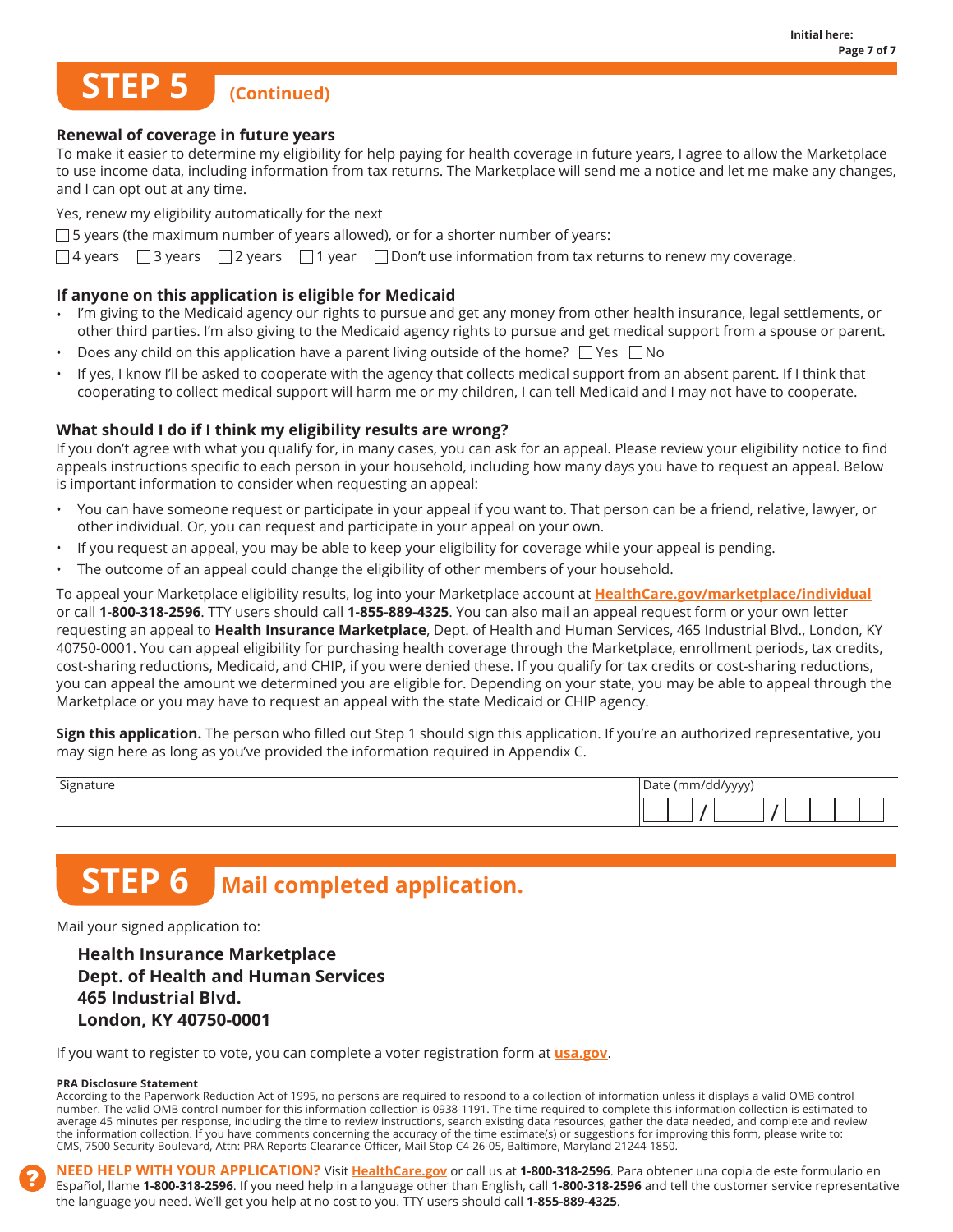Initial here: _______

# STEP 5 (Continued)

### Renewal of coverage in future years

To make it easier to determine my eligibility for help paying for health coverage in future years, I agree to allow the Marketplace to use income data, including information from tax returns. The Marketplace will send me a notice and let me make any changes, and I can opt out at any time.

Yes, renew my eligibility automatically for the next

☐ 5 years (the maximum number of years allowed), or for a shorter number of years:

☐ 4 years ☐ 3 years ☐ 2 years ☐ 1 year ☐ Don't use information from tax returns to renew my coverage.

### If anyone on this application is eligible for Medicaid

- I'm giving to the Medicaid agency our rights to pursue and get any money from other health insurance, legal settlements, or other third parties. I'm also giving to the Medicaid agency rights to pursue and get medical support from a spouse or parent.
- Does any child on this application have a parent living outside of the home? ☐ Yes ☐ No
- If yes, I know I'll be asked to cooperate with the agency that collects medical support from an absent parent. If I think that cooperating to collect medical support will harm me or my children, I can tell Medicaid and I may not have to cooperate.

### What should I do if I think my eligibility results are wrong?

If you don't agree with what you qualify for, in many cases, you can ask for an appeal. Please review your eligibility notice to find appeals instructions specific to each person in your household, including how many days you have to request an appeal. Below is important information to consider when requesting an appeal:

- You can have someone request or participate in your appeal if you want to. That person can be a friend, relative, lawyer, or other individual. Or, you can request and participate in your appeal on your own.
- If you request an appeal, you may be able to keep your eligibility for coverage while your appeal is pending.
- The outcome of an appeal could change the eligibility of other members of your household.

To appeal your Marketplace eligibility results, log into your Marketplace account at **HealthCare.gov/marketplace/individual** or call **1-800-318-2596**. TTY users should call **1-855-889-4325**. You can also mail an appeal request form or your own letter requesting an appeal to **Health Insurance Marketplace**, Dept. of Health and Human Services, 465 Industrial Blvd., London, KY 40750-0001. You can appeal eligibility for purchasing health coverage through the Marketplace, enrollment periods, tax credits, cost-sharing reductions, Medicaid, and CHIP, if you were denied these. If you qualify for tax credits or cost-sharing reductions, you can appeal the amount we determined you are eligible for. Depending on your state, you may be able to appeal through the Marketplace or you may have to request an appeal with the state Medicaid or CHIP agency.

**Sign this application.** The person who filled out Step 1 should sign this application. If you're an authorized representative, you may sign here as long as you've provided the information required in Appendix C.

| Signature | Date (mm/dd/yyyy) |
|---|---|
| | ___ ___ / ___ ___ / ___ ___ ___ ___ |

# STEP 6 Mail completed application.

Mail your signed application to:

**Health Insurance Marketplace**
**Dept. of Health and Human Services**
**465 Industrial Blvd.**
**London, KY 40750-0001**

If you want to register to vote, you can complete a voter registration form at **usa.gov**.

**PRA Disclosure Statement**

According to the Paperwork Reduction Act of 1995, no persons are required to respond to a collection of information unless it displays a valid OMB control number. The valid OMB control number for this information collection is 0938-1191. The time required to complete this information collection is estimated to average 45 minutes per response, including the time to review instructions, search existing data resources, gather the data needed, and complete and review the information collection. If you have comments concerning the accuracy of the time estimate(s) or suggestions for improving this form, please write to: CMS, 7500 Security Boulevard, Attn: PRA Reports Clearance Officer, Mail Stop C4-26-05, Baltimore, Maryland 21244-1850.

**NEED HELP WITH YOUR APPLICATION?** Visit **HealthCare.gov** or call us at **1-800-318-2596**. Para obtener una copia de este formulario en Español, llame **1-800-318-2596**. If you need help in a language other than English, call **1-800-318-2596** and tell the customer service representative the language you need. We'll get you help at no cost to you. TTY users should call **1-855-889-4325**.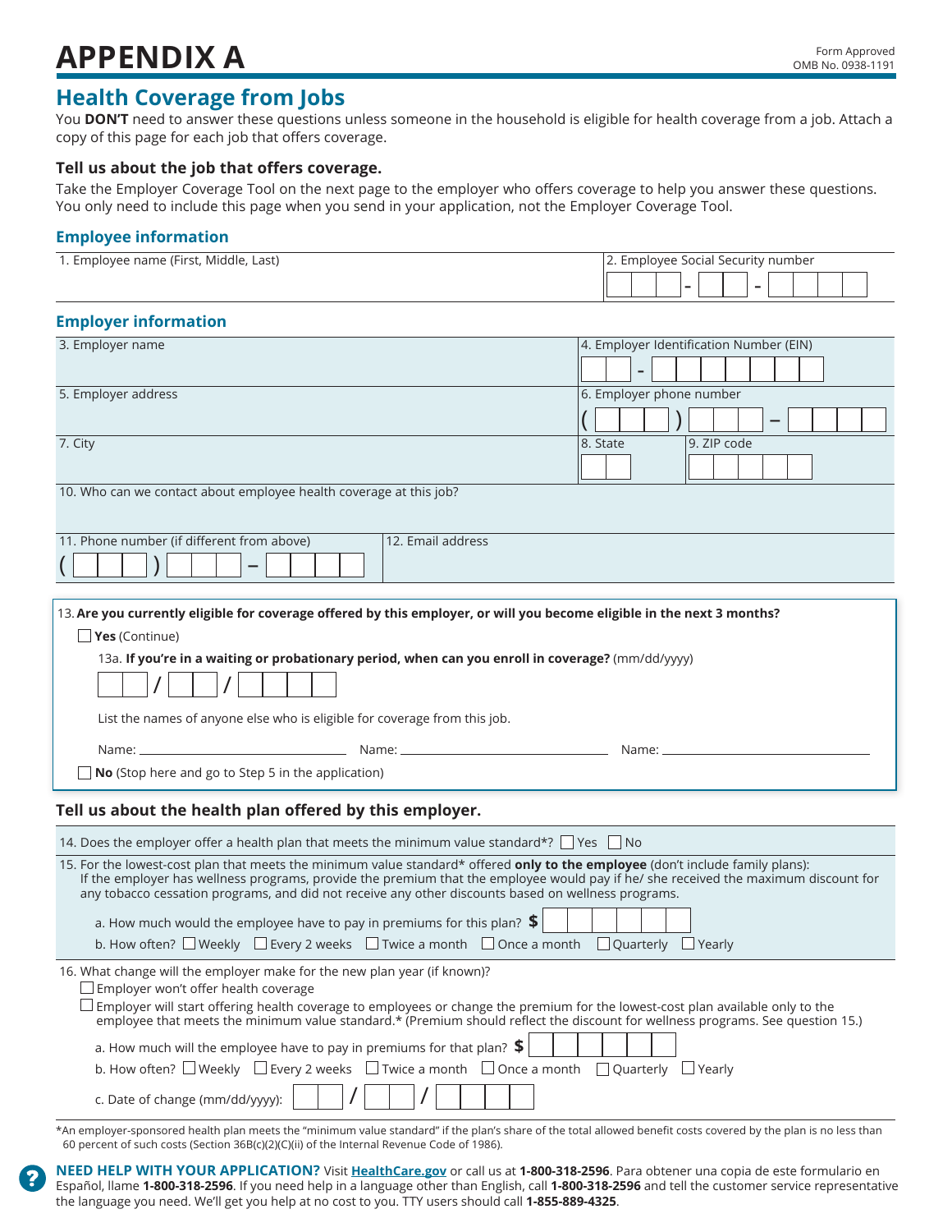# APPENDIX A

Form Approved
OMB No. 0938-1191

## Health Coverage from Jobs

You **DON'T** need to answer these questions unless someone in the household is eligible for health coverage from a job. Attach a copy of this page for each job that offers coverage.

### Tell us about the job that offers coverage.

Take the Employer Coverage Tool on the next page to the employer who offers coverage to help you answer these questions. You only need to include this page when you send in your application, not the Employer Coverage Tool.

### Employee information

| 1. Employee name (First, Middle, Last) | 2. Employee Social Security number<br>☐☐☐ - ☐☐ - ☐☐☐☐ |
|---|---|

### Employer information

| 3. Employer name | | 4. Employer Identification Number (EIN)<br>☐☐ - ☐☐☐☐☐☐☐ | |
|---|---|---|---|
| 5. Employer address | | 6. Employer phone number<br>( ☐☐☐ ) ☐☐☐ – ☐☐☐☐ | |
| 7. City | | 8. State<br>☐☐ | 9. ZIP code<br>☐☐☐☐☐ |
| 10. Who can we contact about employee health coverage at this job? | | | |
| 11. Phone number (if different from above)<br>( ☐☐☐ ) ☐☐☐ – ☐☐☐☐ | 12. Email address | | |

13. **Are you currently eligible for coverage offered by this employer, or will you become eligible in the next 3 months?**

☐ **Yes** (Continue)

13a. **If you're in a waiting or probationary period, when can you enroll in coverage?** (mm/dd/yyyy)

☐☐ / ☐☐ / ☐☐☐☐

List the names of anyone else who is eligible for coverage from this job.

Name: ____________________ Name: ____________________ Name: ____________________

☐ **No** (Stop here and go to Step 5 in the application)

### Tell us about the health plan offered by this employer.

14. Does the employer offer a health plan that meets the minimum value standard*? ☐ Yes ☐ No

15. For the lowest-cost plan that meets the minimum value standard* offered **only to the employee** (don't include family plans): If the employer has wellness programs, provide the premium that the employee would pay if he/ she received the maximum discount for any tobacco cessation programs, and did not receive any other discounts based on wellness programs.

a. How much would the employee have to pay in premiums for this plan? **$** ☐☐☐☐☐☐

b. How often? ☐ Weekly ☐ Every 2 weeks ☐ Twice a month ☐ Once a month ☐ Quarterly ☐ Yearly

16. What change will the employer make for the new plan year (if known)?

☐ Employer won't offer health coverage

☐ Employer will start offering health coverage to employees or change the premium for the lowest-cost plan available only to the employee that meets the minimum value standard.* (Premium should reflect the discount for wellness programs. See question 15.)

a. How much will the employee have to pay in premiums for that plan? **$** ☐☐☐☐☐☐

b. How often? ☐ Weekly ☐ Every 2 weeks ☐ Twice a month ☐ Once a month ☐ Quarterly ☐ Yearly

c. Date of change (mm/dd/yyyy): ☐☐ / ☐☐ / ☐☐☐☐

*An employer-sponsored health plan meets the "minimum value standard" if the plan's share of the total allowed benefit costs covered by the plan is no less than 60 percent of such costs (Section 36B(c)(2)(C)(ii) of the Internal Revenue Code of 1986).

**NEED HELP WITH YOUR APPLICATION?** Visit **HealthCare.gov** or call us at **1-800-318-2596**. Para obtener una copia de este formulario en Español, llame **1-800-318-2596**. If you need help in a language other than English, call **1-800-318-2596** and tell the customer service representative the language you need. We'll get you help at no cost to you. TTY users should call **1-855-889-4325**.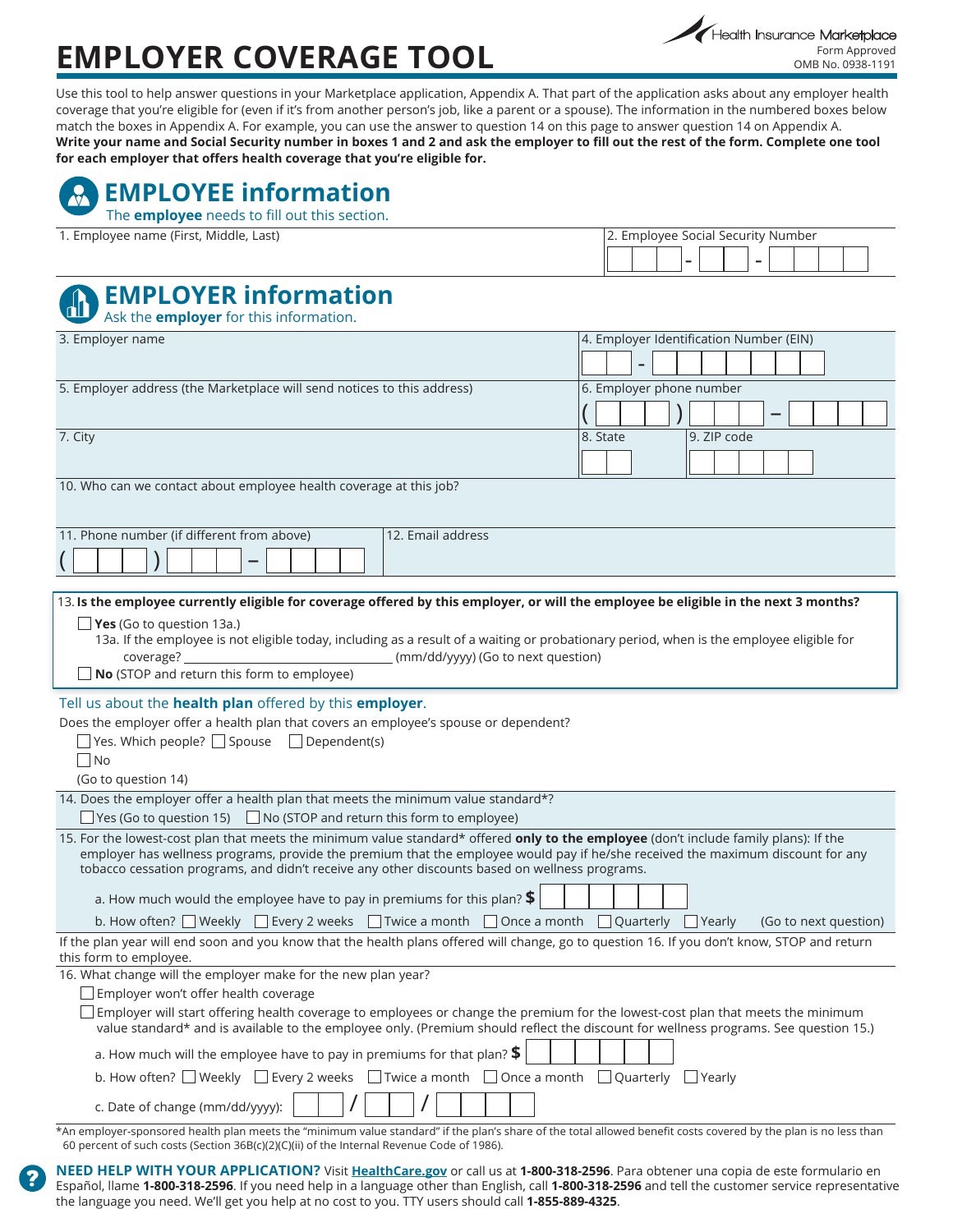# EMPLOYER COVERAGE TOOL

Health Insurance Marketplace
Form Approved
OMB No. 0938-1191

Use this tool to help answer questions in your Marketplace application, Appendix A. That part of the application asks about any employer health coverage that you're eligible for (even if it's from another person's job, like a parent or a spouse). The information in the numbered boxes below match the boxes in Appendix A. For example, you can use the answer to question 14 on this page to answer question 14 on Appendix A. **Write your name and Social Security number in boxes 1 and 2 and ask the employer to fill out the rest of the form. Complete one tool for each employer that offers health coverage that you're eligible for.**

## EMPLOYEE information

The **employee** needs to fill out this section.

| 1. Employee name (First, Middle, Last) | 2. Employee Social Security Number |
|---|---|
| | ___ - __ - ____ |

## EMPLOYER information

Ask the **employer** for this information.

| 3. Employer name | | 4. Employer Identification Number (EIN) |
|---|---|---|
| | | __ - _______ |
| **5. Employer address (the Marketplace will send notices to this address)** | | **6. Employer phone number** |
| | | ( ___ ) ___ - ____ |
| **7. City** | **8. State** | **9. ZIP code** |
| | | |
| **10. Who can we contact about employee health coverage at this job?** | | |
| | | |
| **11. Phone number (if different from above)** | **12. Email address** | |
| ( ___ ) ___ - ____ | | |

13. **Is the employee currently eligible for coverage offered by this employer, or will the employee be eligible in the next 3 months?**

- ☐ **Yes** (Go to question 13a.)
  - 13a. If the employee is not eligible today, including as a result of a waiting or probationary period, when is the employee eligible for coverage? ______________________ (mm/dd/yyyy) (Go to next question)
- ☐ **No** (STOP and return this form to employee)

### Tell us about the **health plan** offered by this **employer**.

Does the employer offer a health plan that covers an employee's spouse or dependent?

- ☐ Yes. Which people? ☐ Spouse ☐ Dependent(s)
- ☐ No

(Go to question 14)

14. Does the employer offer a health plan that meets the minimum value standard*?

☐ Yes (Go to question 15) ☐ No (STOP and return this form to employee)

15. For the lowest-cost plan that meets the minimum value standard* offered **only to the employee** (don't include family plans): If the employer has wellness programs, provide the premium that the employee would pay if he/she received the maximum discount for any tobacco cessation programs, and didn't receive any other discounts based on wellness programs.

a. How much would the employee have to pay in premiums for this plan? **$** ______

b. How often? ☐ Weekly ☐ Every 2 weeks ☐ Twice a month ☐ Once a month ☐ Quarterly ☐ Yearly (Go to next question)

If the plan year will end soon and you know that the health plans offered will change, go to question 16. If you don't know, STOP and return this form to employee.

16. What change will the employer make for the new plan year?

- ☐ Employer won't offer health coverage
- ☐ Employer will start offering health coverage to employees or change the premium for the lowest-cost plan that meets the minimum value standard* and is available to the employee only. (Premium should reflect the discount for wellness programs. See question 15.)

a. How much will the employee have to pay in premiums for that plan? **$** ______

b. How often? ☐ Weekly ☐ Every 2 weeks ☐ Twice a month ☐ Once a month ☐ Quarterly ☐ Yearly

c. Date of change (mm/dd/yyyy): __ / __ / ____

*An employer-sponsored health plan meets the "minimum value standard" if the plan's share of the total allowed benefit costs covered by the plan is no less than 60 percent of such costs (Section 36B(c)(2)(C)(ii) of the Internal Revenue Code of 1986).

**NEED HELP WITH YOUR APPLICATION?** Visit **HealthCare.gov** or call us at **1-800-318-2596**. Para obtener una copia de este formulario en Español, llame **1-800-318-2596**. If you need help in a language other than English, call **1-800-318-2596** and tell the customer service representative the language you need. We'll get you help at no cost to you. TTY users should call **1-855-889-4325**.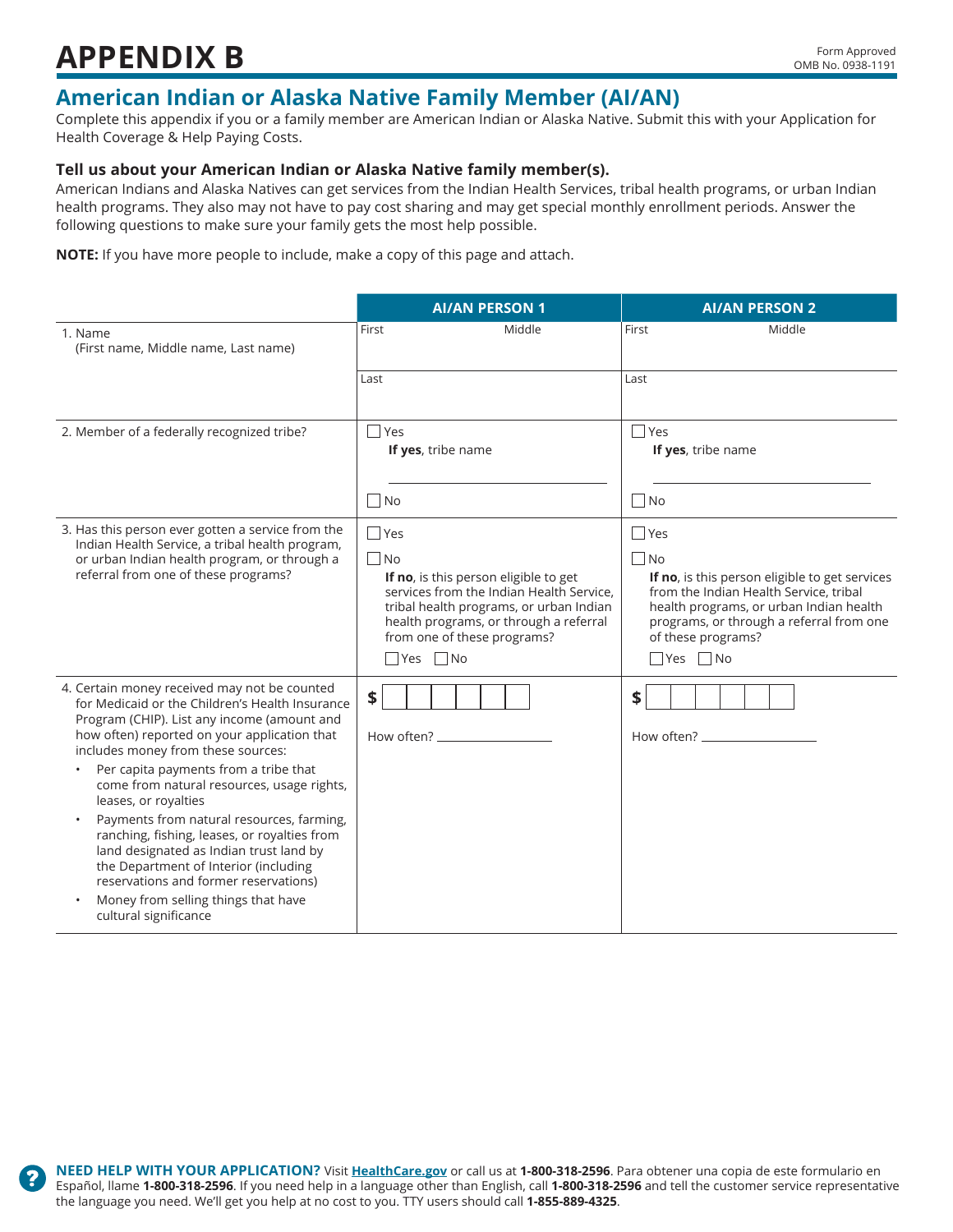# APPENDIX B

Form Approved
OMB No. 0938-1191

## American Indian or Alaska Native Family Member (AI/AN)

Complete this appendix if you or a family member are American Indian or Alaska Native. Submit this with your Application for Health Coverage & Help Paying Costs.

### Tell us about your American Indian or Alaska Native family member(s).

American Indians and Alaska Natives can get services from the Indian Health Services, tribal health programs, or urban Indian health programs. They also may not have to pay cost sharing and may get special monthly enrollment periods. Answer the following questions to make sure your family gets the most help possible.

**NOTE:** If you have more people to include, make a copy of this page and attach.

| | AI/AN PERSON 1 | AI/AN PERSON 2 |
|---|---|---|
| 1. Name (First name, Middle name, Last name) | First ______ Middle ______<br>Last ______ | First ______ Middle ______<br>Last ______ |
| 2. Member of a federally recognized tribe? | ☐ Yes<br>**If yes**, tribe name ______<br>☐ No | ☐ Yes<br>**If yes**, tribe name ______<br>☐ No |
| 3. Has this person ever gotten a service from the Indian Health Service, a tribal health program, or urban Indian health program, or through a referral from one of these programs? | ☐ Yes<br>☐ No<br>**If no**, is this person eligible to get services from the Indian Health Service, tribal health programs, or urban Indian health programs, or through a referral from one of these programs?<br>☐ Yes ☐ No | ☐ Yes<br>☐ No<br>**If no**, is this person eligible to get services from the Indian Health Service, tribal health programs, or urban Indian health programs, or through a referral from one of these programs?<br>☐ Yes ☐ No |
| 4. Certain money received may not be counted for Medicaid or the Children's Health Insurance Program (CHIP). List any income (amount and how often) reported on your application that includes money from these sources:<br>• Per capita payments from a tribe that come from natural resources, usage rights, leases, or royalties<br>• Payments from natural resources, farming, ranching, fishing, leases, or royalties from land designated as Indian trust land by the Department of Interior (including reservations and former reservations)<br>• Money from selling things that have cultural significance | $ ______<br>How often? ______ | $ ______<br>How often? ______ |

**NEED HELP WITH YOUR APPLICATION?** Visit **HealthCare.gov** or call us at **1-800-318-2596**. Para obtener una copia de este formulario en Español, llame **1-800-318-2596**. If you need help in a language other than English, call **1-800-318-2596** and tell the customer service representative the language you need. We'll get you help at no cost to you. TTY users should call **1-855-889-4325**.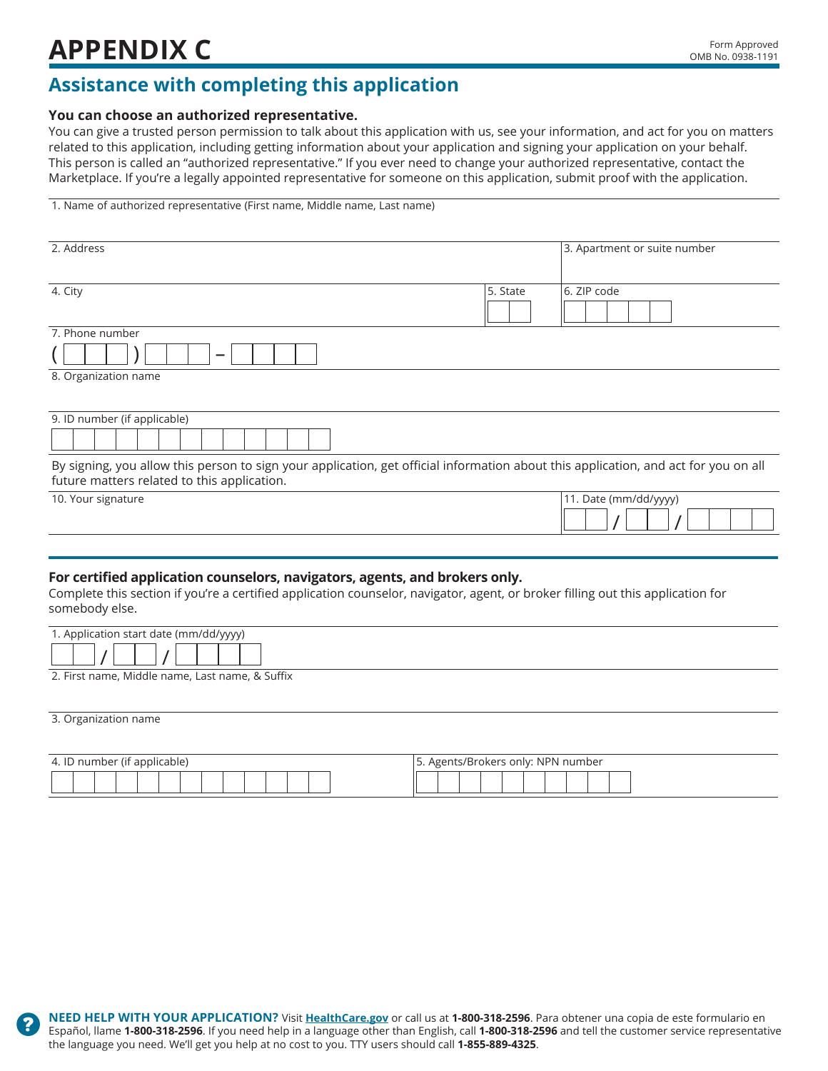# APPENDIX C

Form Approved
OMB No. 0938-1191

## Assistance with completing this application

**You can choose an authorized representative.**

You can give a trusted person permission to talk about this application with us, see your information, and act for you on matters related to this application, including getting information about your application and signing your application on your behalf. This person is called an "authorized representative." If you ever need to change your authorized representative, contact the Marketplace. If you're a legally appointed representative for someone on this application, submit proof with the application.

1. Name of authorized representative (First name, Middle name, Last name)

2. Address

3. Apartment or suite number

4. City

5. State

6. ZIP code

7. Phone number
( ) –

8. Organization name

9. ID number (if applicable)

By signing, you allow this person to sign your application, get official information about this application, and act for you on all future matters related to this application.

10. Your signature

11. Date (mm/dd/yyyy)
/ /

**For certified application counselors, navigators, agents, and brokers only.**

Complete this section if you're a certified application counselor, navigator, agent, or broker filling out this application for somebody else.

1. Application start date (mm/dd/yyyy)
/ /

2. First name, Middle name, Last name, & Suffix

3. Organization name

4. ID number (if applicable)

5. Agents/Brokers only: NPN number

**NEED HELP WITH YOUR APPLICATION?** Visit **HealthCare.gov** or call us at **1-800-318-2596**. Para obtener una copia de este formulario en Español, llame **1-800-318-2596**. If you need help in a language other than English, call **1-800-318-2596** and tell the customer service representative the language you need. We'll get you help at no cost to you. TTY users should call **1-855-889-4325**.